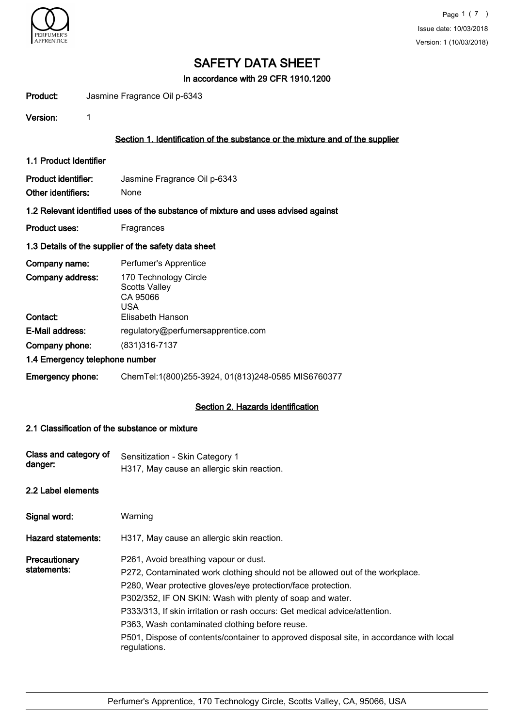# SAFETY DATA SHEET

**In accordance with 29 CFR 1910.1200**

**Product:** Jasmine Fragrance Oil p-6343

**Version:** 1

## Section 1. Identification of the substance or the mixture and of the supplier

### 1.1 Product Identifier

**Product identifier:** Jasmine Fragrance Oil p-6343

**Other identifiers:** None

### 1.2 Relevant identified uses of the substance of mixture and uses advised against

**Product uses:** Fragrances

### 1.3 Details of the supplier of the safety data sheet

**Company name:** Perfumer's Apprentice

**Company address:** 170 Technology Circle
Scotts Valley
CA 95066
USA

**Contact:** Elisabeth Hanson

**E-Mail address:** regulatory@perfumersapprentice.com

**Company phone:** (831)316-7137

### 1.4 Emergency telephone number

**Emergency phone:** ChemTel:1(800)255-3924, 01(813)248-0585 MIS6760377

## Section 2. Hazards identification

### 2.1 Classification of the substance or mixture

**Class and category of danger:** Sensitization - Skin Category 1
H317, May cause an allergic skin reaction.

### 2.2 Label elements

**Signal word:** Warning

**Hazard statements:** H317, May cause an allergic skin reaction.

**Precautionary statements:**

P261, Avoid breathing vapour or dust.

P272, Contaminated work clothing should not be allowed out of the workplace.

P280, Wear protective gloves/eye protection/face protection.

P302/352, IF ON SKIN: Wash with plenty of soap and water.

P333/313, If skin irritation or rash occurs: Get medical advice/attention.

P363, Wash contaminated clothing before reuse.

P501, Dispose of contents/container to approved disposal site, in accordance with local regulations.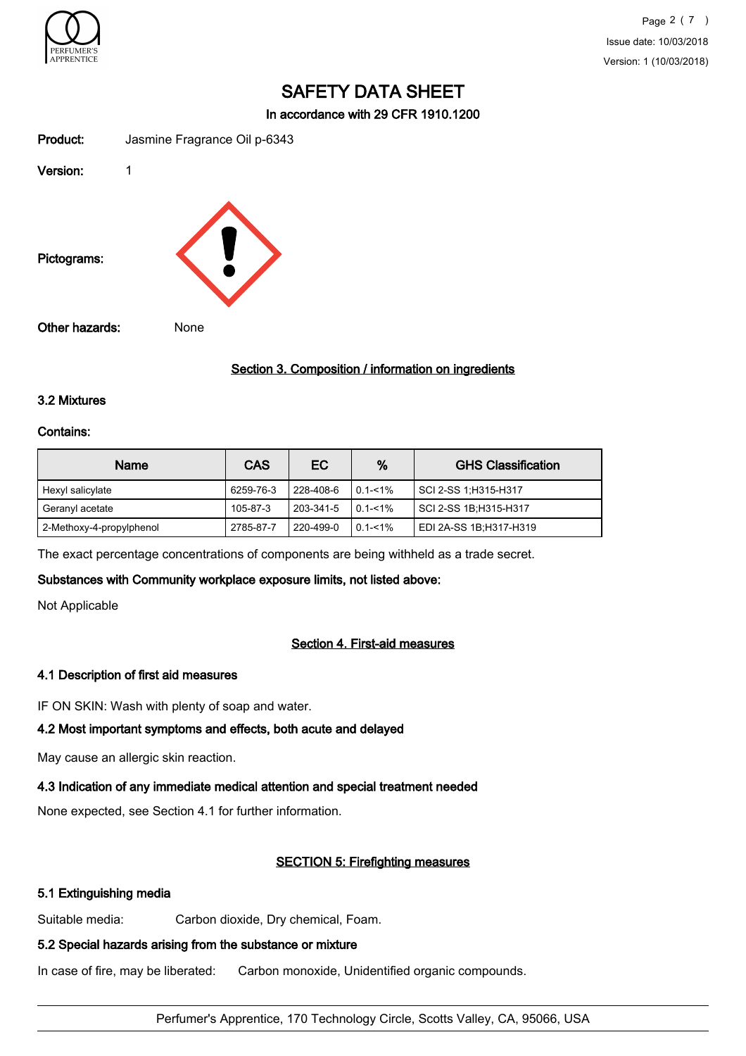# SAFETY DATA SHEET

In accordance with 29 CFR 1910.1200

**Product:** Jasmine Fragrance Oil p-6343

**Version:** 1

**Pictograms:**

**Other hazards:** None

## Section 3. Composition / information on ingredients

### 3.2 Mixtures

**Contains:**

| Name | CAS | EC | % | GHS Classification |
|---|---|---|---|---|
| Hexyl salicylate | 6259-76-3 | 228-408-6 | 0.1-<1% | SCI 2-SS 1;H315-H317 |
| Geranyl acetate | 105-87-3 | 203-341-5 | 0.1-<1% | SCI 2-SS 1B;H315-H317 |
| 2-Methoxy-4-propylphenol | 2785-87-7 | 220-499-0 | 0.1-<1% | EDI 2A-SS 1B;H317-H319 |

The exact percentage concentrations of components are being withheld as a trade secret.

**Substances with Community workplace exposure limits, not listed above:**

Not Applicable

## Section 4. First-aid measures

### 4.1 Description of first aid measures

IF ON SKIN: Wash with plenty of soap and water.

### 4.2 Most important symptoms and effects, both acute and delayed

May cause an allergic skin reaction.

### 4.3 Indication of any immediate medical attention and special treatment needed

None expected, see Section 4.1 for further information.

## SECTION 5: Firefighting measures

### 5.1 Extinguishing media

Suitable media: Carbon dioxide, Dry chemical, Foam.

### 5.2 Special hazards arising from the substance or mixture

In case of fire, may be liberated: Carbon monoxide, Unidentified organic compounds.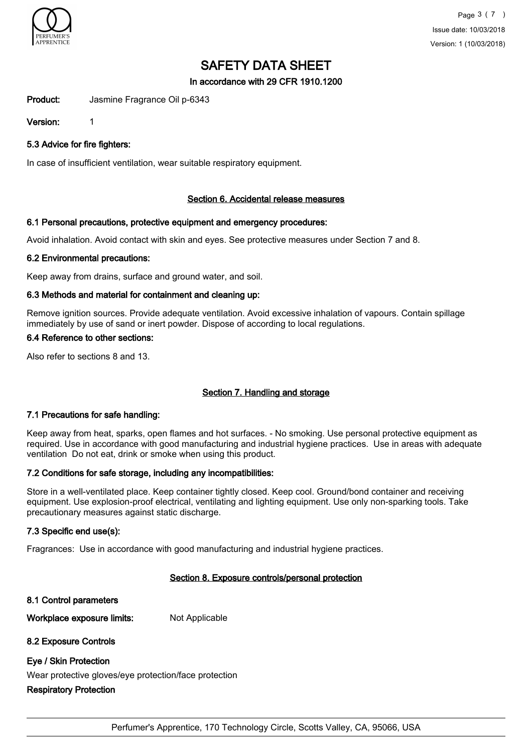# SAFETY DATA SHEET

**In accordance with 29 CFR 1910.1200**

**Product:** Jasmine Fragrance Oil p-6343

**Version:** 1

### 5.3 Advice for fire fighters:

In case of insufficient ventilation, wear suitable respiratory equipment.

## Section 6. Accidental release measures

### 6.1 Personal precautions, protective equipment and emergency procedures:

Avoid inhalation. Avoid contact with skin and eyes. See protective measures under Section 7 and 8.

### 6.2 Environmental precautions:

Keep away from drains, surface and ground water, and soil.

### 6.3 Methods and material for containment and cleaning up:

Remove ignition sources. Provide adequate ventilation. Avoid excessive inhalation of vapours. Contain spillage immediately by use of sand or inert powder. Dispose of according to local regulations.

### 6.4 Reference to other sections:

Also refer to sections 8 and 13.

## Section 7. Handling and storage

### 7.1 Precautions for safe handling:

Keep away from heat, sparks, open flames and hot surfaces. - No smoking. Use personal protective equipment as required. Use in accordance with good manufacturing and industrial hygiene practices. Use in areas with adequate ventilation Do not eat, drink or smoke when using this product.

### 7.2 Conditions for safe storage, including any incompatibilities:

Store in a well-ventilated place. Keep container tightly closed. Keep cool. Ground/bond container and receiving equipment. Use explosion-proof electrical, ventilating and lighting equipment. Use only non-sparking tools. Take precautionary measures against static discharge.

### 7.3 Specific end use(s):

Fragrances: Use in accordance with good manufacturing and industrial hygiene practices.

## Section 8. Exposure controls/personal protection

### 8.1 Control parameters

**Workplace exposure limits:** Not Applicable

### 8.2 Exposure Controls

**Eye / Skin Protection**

Wear protective gloves/eye protection/face protection

**Respiratory Protection**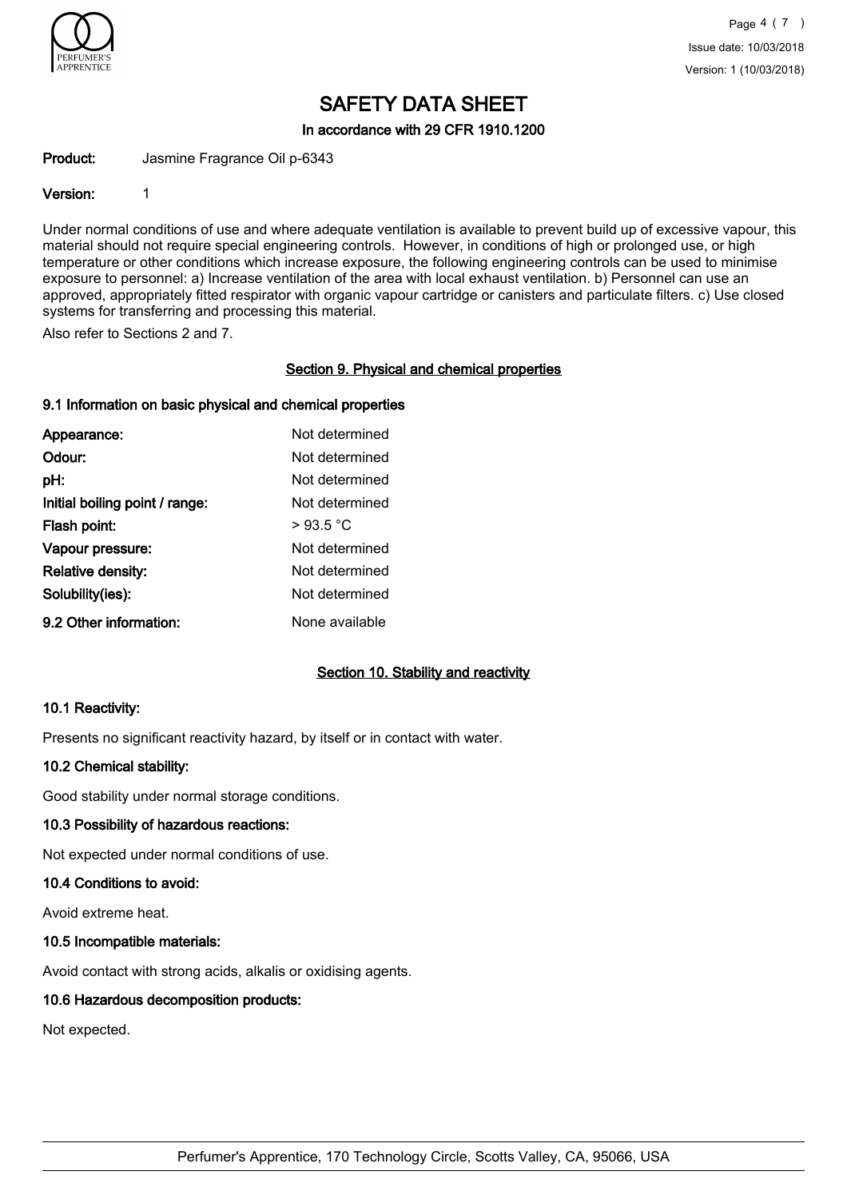# SAFETY DATA SHEET

**In accordance with 29 CFR 1910.1200**

**Product:** Jasmine Fragrance Oil p-6343

**Version:** 1

Under normal conditions of use and where adequate ventilation is available to prevent build up of excessive vapour, this material should not require special engineering controls. However, in conditions of high or prolonged use, or high temperature or other conditions which increase exposure, the following engineering controls can be used to minimise exposure to personnel: a) Increase ventilation of the area with local exhaust ventilation. b) Personnel can use an approved, appropriately fitted respirator with organic vapour cartridge or canisters and particulate filters. c) Use closed systems for transferring and processing this material.

Also refer to Sections 2 and 7.

## Section 9. Physical and chemical properties

### 9.1 Information on basic physical and chemical properties

| | |
|---|---|
| **Appearance:** | Not determined |
| **Odour:** | Not determined |
| **pH:** | Not determined |
| **Initial boiling point / range:** | Not determined |
| **Flash point:** | > 93.5 °C |
| **Vapour pressure:** | Not determined |
| **Relative density:** | Not determined |
| **Solubility(ies):** | Not determined |
| **9.2 Other information:** | None available |

## Section 10. Stability and reactivity

### 10.1 Reactivity:

Presents no significant reactivity hazard, by itself or in contact with water.

### 10.2 Chemical stability:

Good stability under normal storage conditions.

### 10.3 Possibility of hazardous reactions:

Not expected under normal conditions of use.

### 10.4 Conditions to avoid:

Avoid extreme heat.

### 10.5 Incompatible materials:

Avoid contact with strong acids, alkalis or oxidising agents.

### 10.6 Hazardous decomposition products:

Not expected.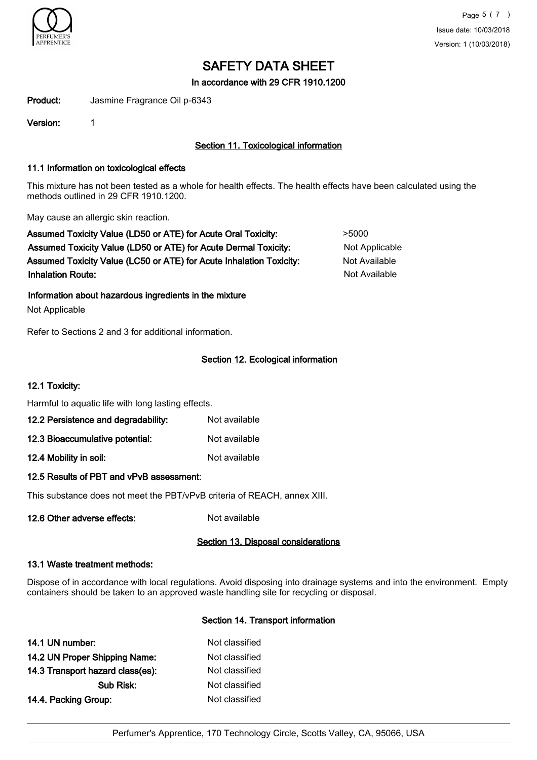# SAFETY DATA SHEET

In accordance with 29 CFR 1910.1200

**Product:** Jasmine Fragrance Oil p-6343

**Version:** 1

## Section 11. Toxicological information

### 11.1 Information on toxicological effects

This mixture has not been tested as a whole for health effects. The health effects have been calculated using the methods outlined in 29 CFR 1910.1200.

May cause an allergic skin reaction.

| | |
|---|---|
| **Assumed Toxicity Value (LD50 or ATE) for Acute Oral Toxicity:** | >5000 |
| **Assumed Toxicity Value (LD50 or ATE) for Acute Dermal Toxicity:** | Not Applicable |
| **Assumed Toxicity Value (LC50 or ATE) for Acute Inhalation Toxicity:** | Not Available |
| **Inhalation Route:** | Not Available |

### Information about hazardous ingredients in the mixture

Not Applicable

Refer to Sections 2 and 3 for additional information.

## Section 12. Ecological information

### 12.1 Toxicity:

Harmful to aquatic life with long lasting effects.

| | |
|---|---|
| **12.2 Persistence and degradability:** | Not available |
| **12.3 Bioaccumulative potential:** | Not available |
| **12.4 Mobility in soil:** | Not available |

### 12.5 Results of PBT and vPvB assessment:

This substance does not meet the PBT/vPvB criteria of REACH, annex XIII.

**12.6 Other adverse effects:** Not available

## Section 13. Disposal considerations

### 13.1 Waste treatment methods:

Dispose of in accordance with local regulations. Avoid disposing into drainage systems and into the environment. Empty containers should be taken to an approved waste handling site for recycling or disposal.

## Section 14. Transport information

| | |
|---|---|
| **14.1 UN number:** | Not classified |
| **14.2 UN Proper Shipping Name:** | Not classified |
| **14.3 Transport hazard class(es):** | Not classified |
| **Sub Risk:** | Not classified |
| **14.4. Packing Group:** | Not classified |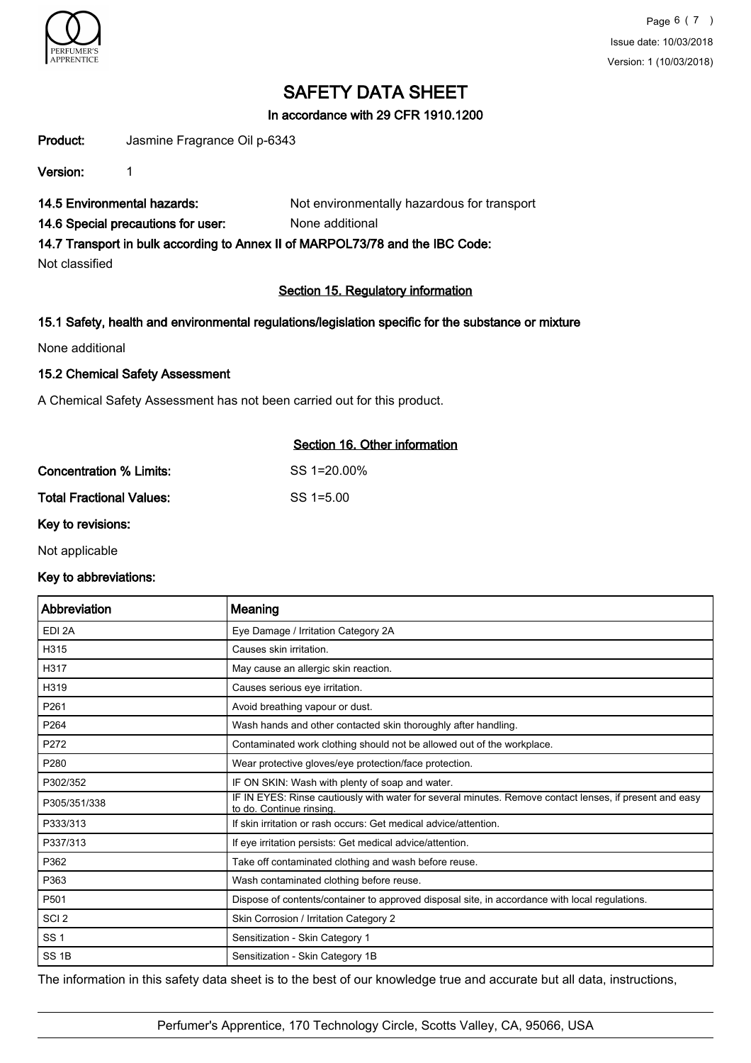# SAFETY DATA SHEET

**In accordance with 29 CFR 1910.1200**

**Product:** Jasmine Fragrance Oil p-6343

**Version:** 1

**14.5 Environmental hazards:** Not environmentally hazardous for transport

**14.6 Special precautions for user:** None additional

**14.7 Transport in bulk according to Annex II of MARPOL73/78 and the IBC Code:**

Not classified

## Section 15. Regulatory information

### 15.1 Safety, health and environmental regulations/legislation specific for the substance or mixture

None additional

### 15.2 Chemical Safety Assessment

A Chemical Safety Assessment has not been carried out for this product.

## Section 16. Other information

**Concentration % Limits:** SS 1=20.00%

**Total Fractional Values:** SS 1=5.00

**Key to revisions:**

Not applicable

**Key to abbreviations:**

| Abbreviation | Meaning |
|---|---|
| EDI 2A | Eye Damage / Irritation Category 2A |
| H315 | Causes skin irritation. |
| H317 | May cause an allergic skin reaction. |
| H319 | Causes serious eye irritation. |
| P261 | Avoid breathing vapour or dust. |
| P264 | Wash hands and other contacted skin thoroughly after handling. |
| P272 | Contaminated work clothing should not be allowed out of the workplace. |
| P280 | Wear protective gloves/eye protection/face protection. |
| P302/352 | IF ON SKIN: Wash with plenty of soap and water. |
| P305/351/338 | IF IN EYES: Rinse cautiously with water for several minutes. Remove contact lenses, if present and easy to do. Continue rinsing. |
| P333/313 | If skin irritation or rash occurs: Get medical advice/attention. |
| P337/313 | If eye irritation persists: Get medical advice/attention. |
| P362 | Take off contaminated clothing and wash before reuse. |
| P363 | Wash contaminated clothing before reuse. |
| P501 | Dispose of contents/container to approved disposal site, in accordance with local regulations. |
| SCI 2 | Skin Corrosion / Irritation Category 2 |
| SS 1 | Sensitization - Skin Category 1 |
| SS 1B | Sensitization - Skin Category 1B |

The information in this safety data sheet is to the best of our knowledge true and accurate but all data, instructions,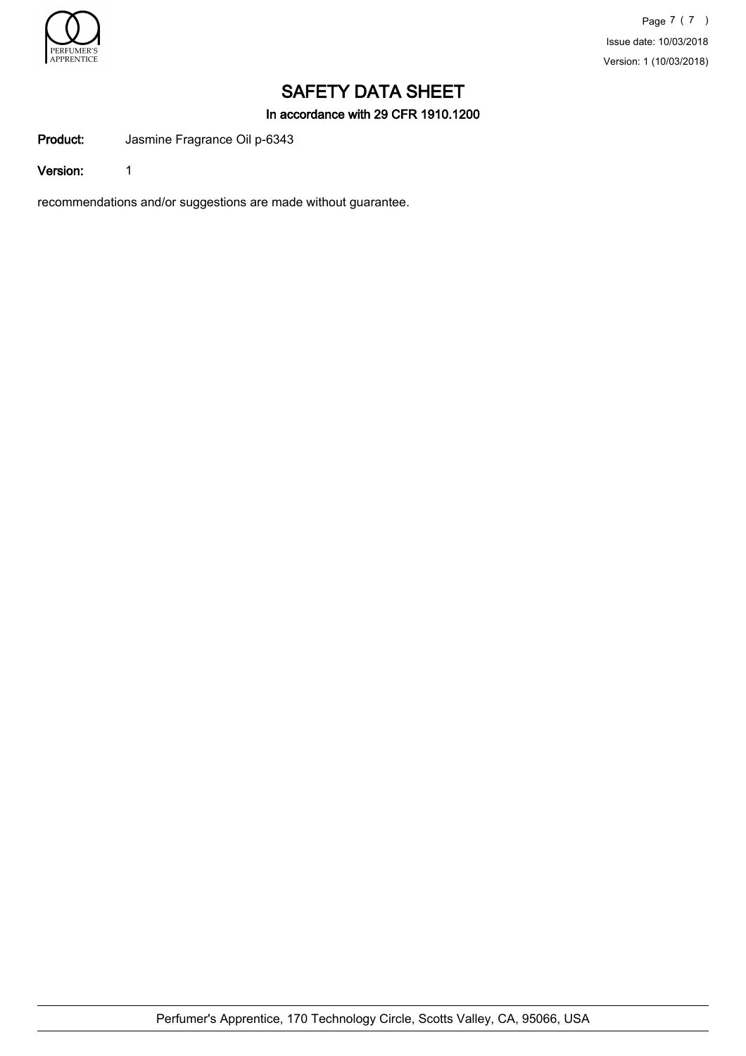# SAFETY DATA SHEET

**In accordance with 29 CFR 1910.1200**

**Product:** Jasmine Fragrance Oil p-6343

**Version:** 1

recommendations and/or suggestions are made without guarantee.